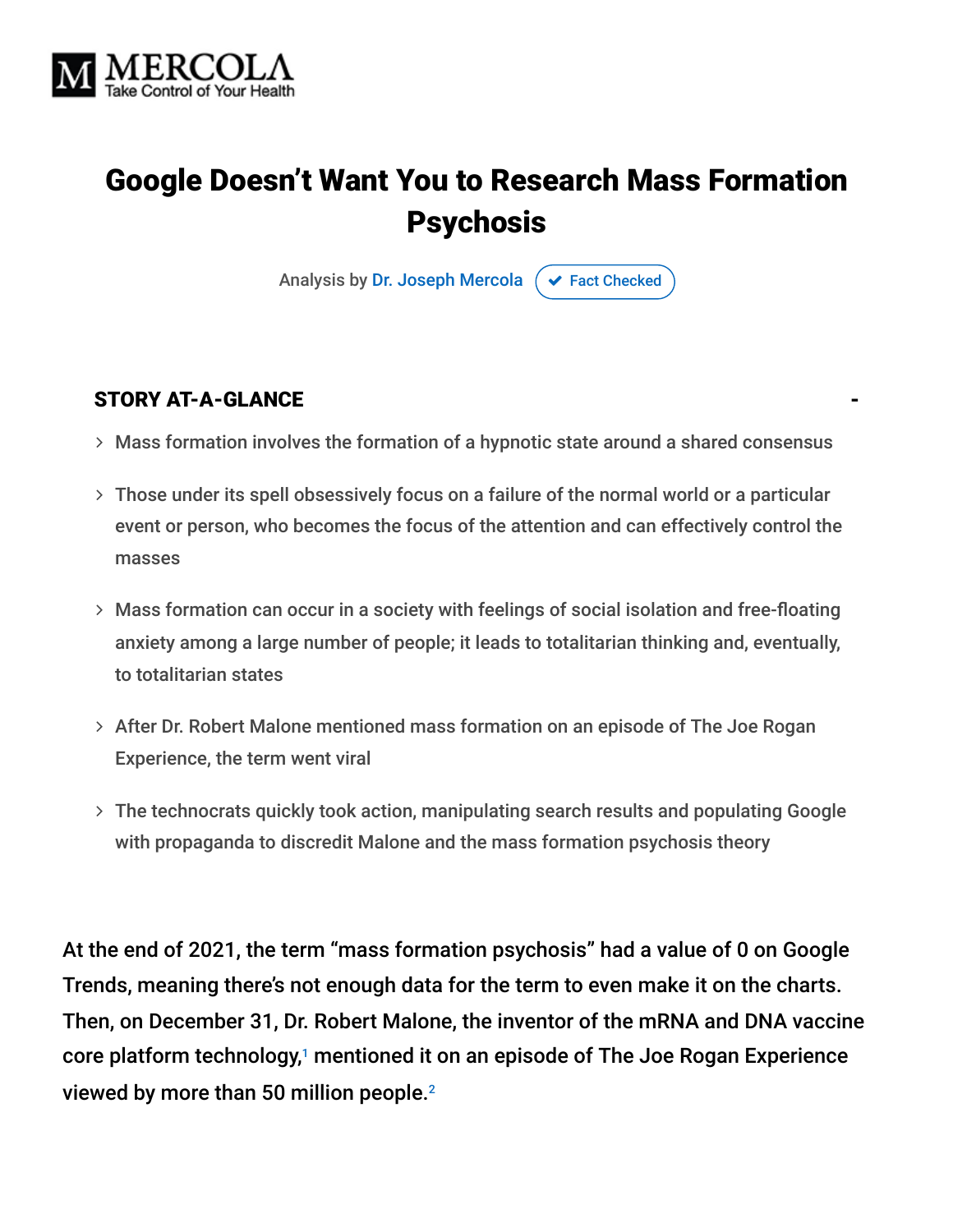# Google Doesn't Want You to Research Mass Formation Psychosis

Analysis by Dr. Joseph Mercola ✔ Fact Checked

## STORY AT-A-GLANCE

- Mass formation involves the formation of a hypnotic state around a shared consensus
- Those under its spell obsessively focus on a failure of the normal world or a particular event or person, who becomes the focus of the attention and can effectively control the masses
- Mass formation can occur in a society with feelings of social isolation and free-floating anxiety among a large number of people; it leads to totalitarian thinking and, eventually, to totalitarian states
- After Dr. Robert Malone mentioned mass formation on an episode of The Joe Rogan Experience, the term went viral
- The technocrats quickly took action, manipulating search results and populating Google with propaganda to discredit Malone and the mass formation psychosis theory

At the end of 2021, the term "mass formation psychosis" had a value of 0 on Google Trends, meaning there's not enough data for the term to even make it on the charts. Then, on December 31, Dr. Robert Malone, the inventor of the mRNA and DNA vaccine core platform technology,[1] mentioned it on an episode of The Joe Rogan Experience viewed by more than 50 million people.[2]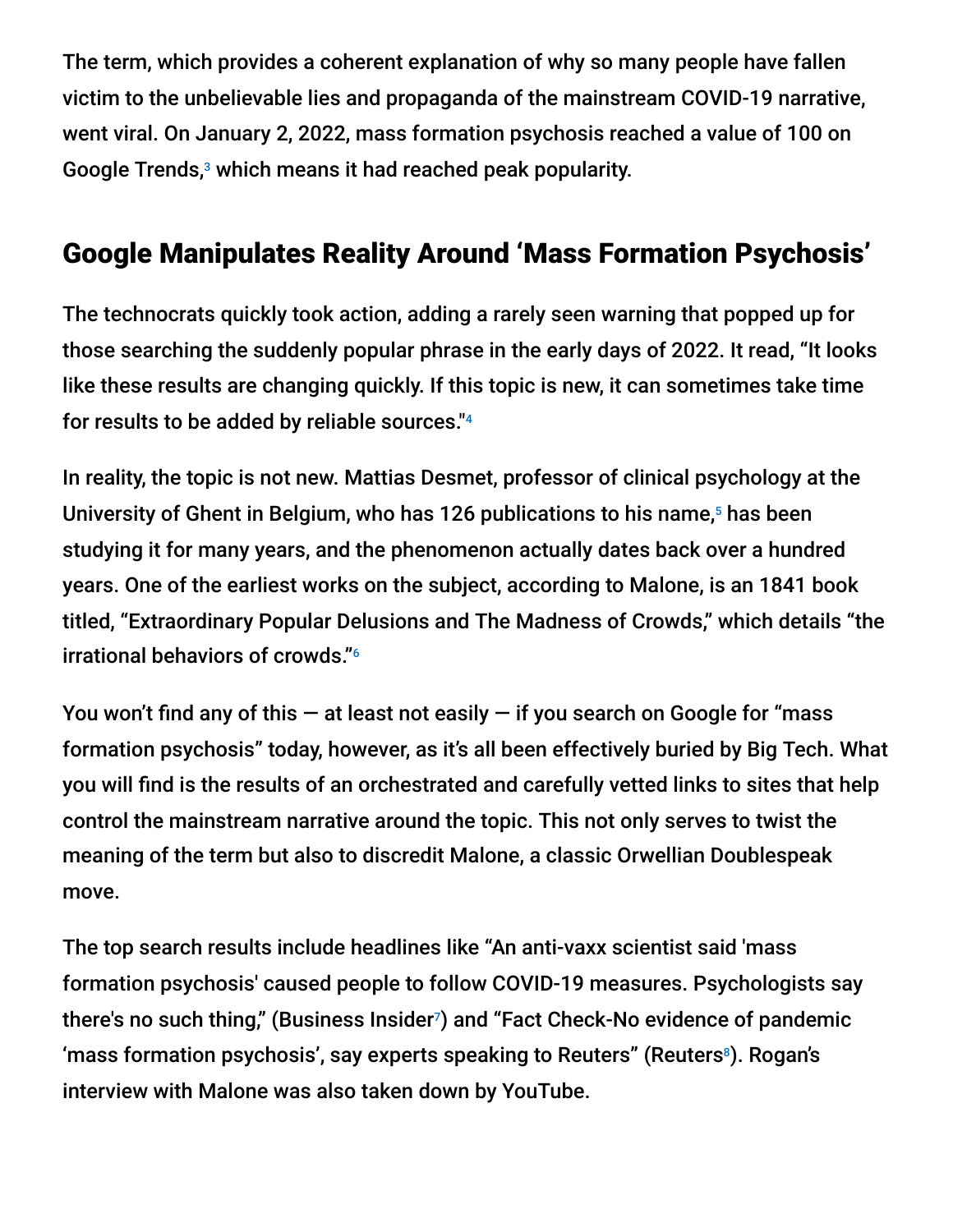The term, which provides a coherent explanation of why so many people have fallen victim to the unbelievable lies and propaganda of the mainstream COVID-19 narrative, went viral. On January 2, 2022, mass formation psychosis reached a value of 100 on Google Trends,[3] which means it had reached peak popularity.

## Google Manipulates Reality Around 'Mass Formation Psychosis'

The technocrats quickly took action, adding a rarely seen warning that popped up for those searching the suddenly popular phrase in the early days of 2022. It read, "It looks like these results are changing quickly. If this topic is new, it can sometimes take time for results to be added by reliable sources."[4]

In reality, the topic is not new. Mattias Desmet, professor of clinical psychology at the University of Ghent in Belgium, who has 126 publications to his name,[5] has been studying it for many years, and the phenomenon actually dates back over a hundred years. One of the earliest works on the subject, according to Malone, is an 1841 book titled, "Extraordinary Popular Delusions and The Madness of Crowds," which details "the irrational behaviors of crowds."[6]

You won't find any of this — at least not easily — if you search on Google for "mass formation psychosis" today, however, as it's all been effectively buried by Big Tech. What you will find is the results of an orchestrated and carefully vetted links to sites that help control the mainstream narrative around the topic. This not only serves to twist the meaning of the term but also to discredit Malone, a classic Orwellian Doublespeak move.

The top search results include headlines like "An anti-vaxx scientist said 'mass formation psychosis' caused people to follow COVID-19 measures. Psychologists say there's no such thing," (Business Insider[7]) and "Fact Check-No evidence of pandemic 'mass formation psychosis', say experts speaking to Reuters" (Reuters[8]). Rogan's interview with Malone was also taken down by YouTube.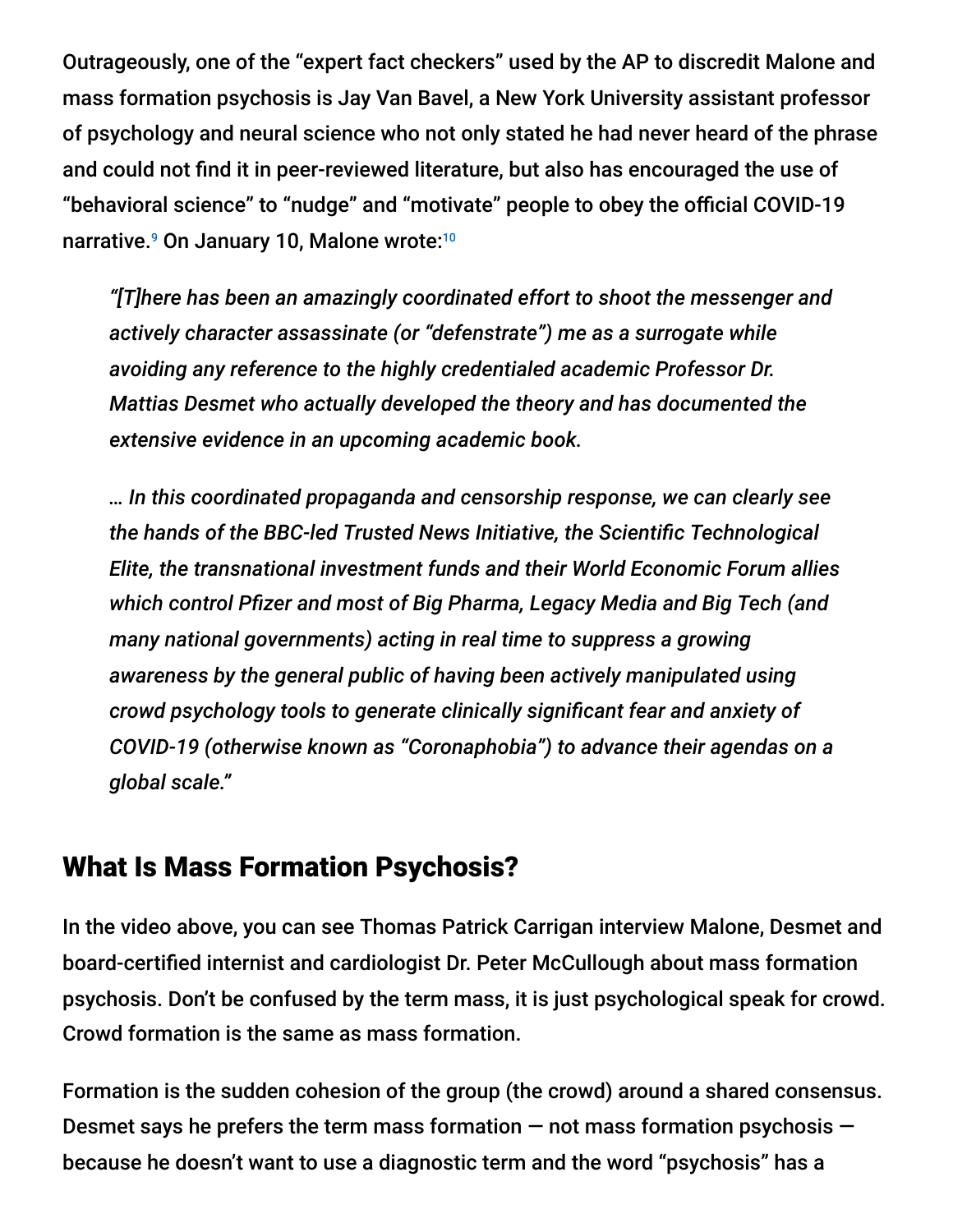Outrageously, one of the "expert fact checkers" used by the AP to discredit Malone and mass formation psychosis is Jay Van Bavel, a New York University assistant professor of psychology and neural science who not only stated he had never heard of the phrase and could not find it in peer-reviewed literature, but also has encouraged the use of "behavioral science" to "nudge" and "motivate" people to obey the official COVID-19 narrative.[9] On January 10, Malone wrote:[10]

> *"[T]here has been an amazingly coordinated effort to shoot the messenger and actively character assassinate (or "defenstrate") me as a surrogate while avoiding any reference to the highly credentialed academic Professor Dr. Mattias Desmet who actually developed the theory and has documented the extensive evidence in an upcoming academic book.*
>
> *… In this coordinated propaganda and censorship response, we can clearly see the hands of the BBC-led Trusted News Initiative, the Scientific Technological Elite, the transnational investment funds and their World Economic Forum allies which control Pfizer and most of Big Pharma, Legacy Media and Big Tech (and many national governments) acting in real time to suppress a growing awareness by the general public of having been actively manipulated using crowd psychology tools to generate clinically significant fear and anxiety of COVID-19 (otherwise known as "Coronaphobia") to advance their agendas on a global scale."*

## What Is Mass Formation Psychosis?

In the video above, you can see Thomas Patrick Carrigan interview Malone, Desmet and board-certified internist and cardiologist Dr. Peter McCullough about mass formation psychosis. Don't be confused by the term mass, it is just psychological speak for crowd. Crowd formation is the same as mass formation.

Formation is the sudden cohesion of the group (the crowd) around a shared consensus. Desmet says he prefers the term mass formation — not mass formation psychosis — because he doesn't want to use a diagnostic term and the word "psychosis" has a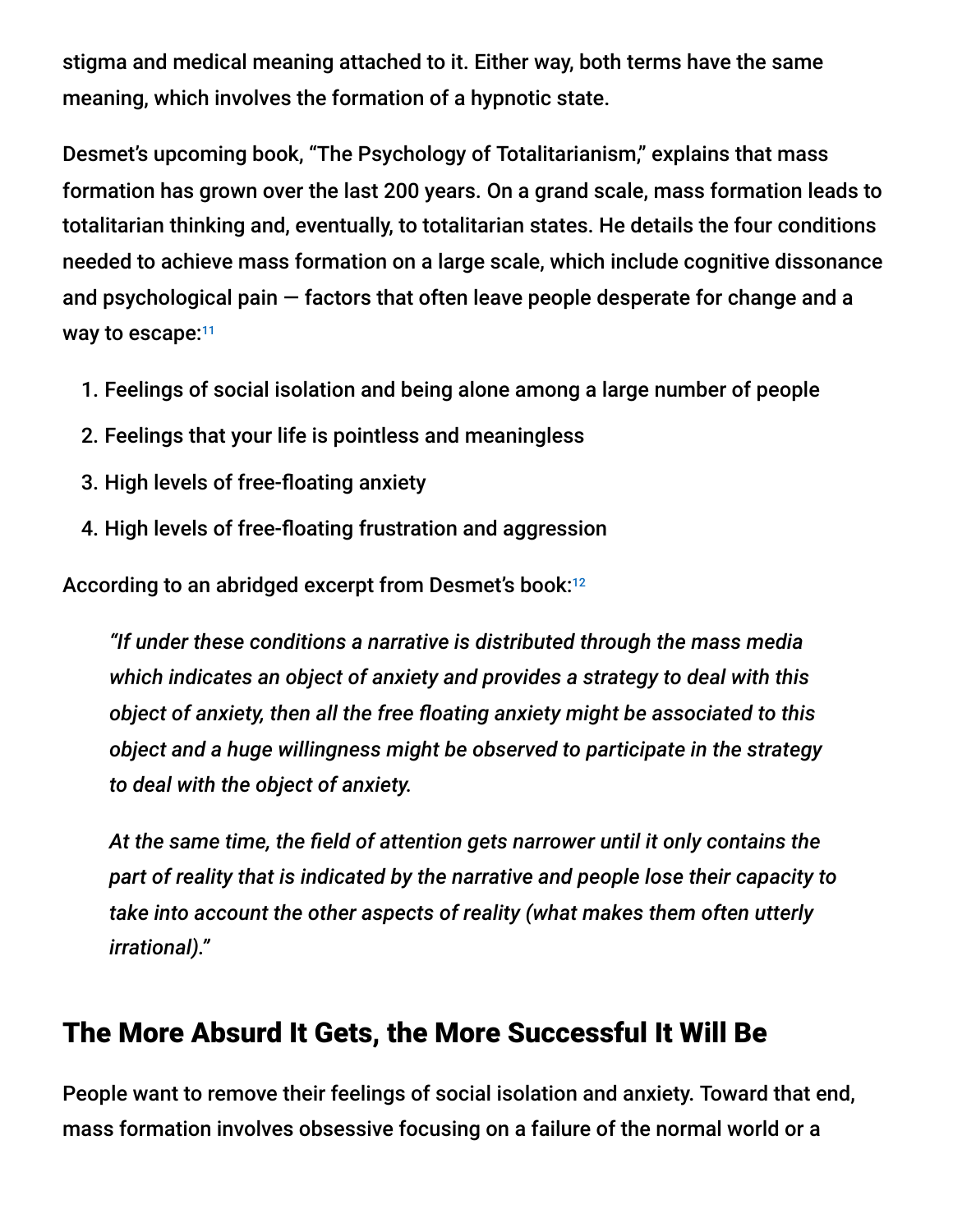stigma and medical meaning attached to it. Either way, both terms have the same meaning, which involves the formation of a hypnotic state.

Desmet's upcoming book, "The Psychology of Totalitarianism," explains that mass formation has grown over the last 200 years. On a grand scale, mass formation leads to totalitarian thinking and, eventually, to totalitarian states. He details the four conditions needed to achieve mass formation on a large scale, which include cognitive dissonance and psychological pain — factors that often leave people desperate for change and a way to escape:[11]

1. Feelings of social isolation and being alone among a large number of people
2. Feelings that your life is pointless and meaningless
3. High levels of free-floating anxiety
4. High levels of free-floating frustration and aggression

According to an abridged excerpt from Desmet's book:[12]

> *"If under these conditions a narrative is distributed through the mass media which indicates an object of anxiety and provides a strategy to deal with this object of anxiety, then all the free floating anxiety might be associated to this object and a huge willingness might be observed to participate in the strategy to deal with the object of anxiety.*
>
> *At the same time, the field of attention gets narrower until it only contains the part of reality that is indicated by the narrative and people lose their capacity to take into account the other aspects of reality (what makes them often utterly irrational)."*

## The More Absurd It Gets, the More Successful It Will Be

People want to remove their feelings of social isolation and anxiety. Toward that end, mass formation involves obsessive focusing on a failure of the normal world or a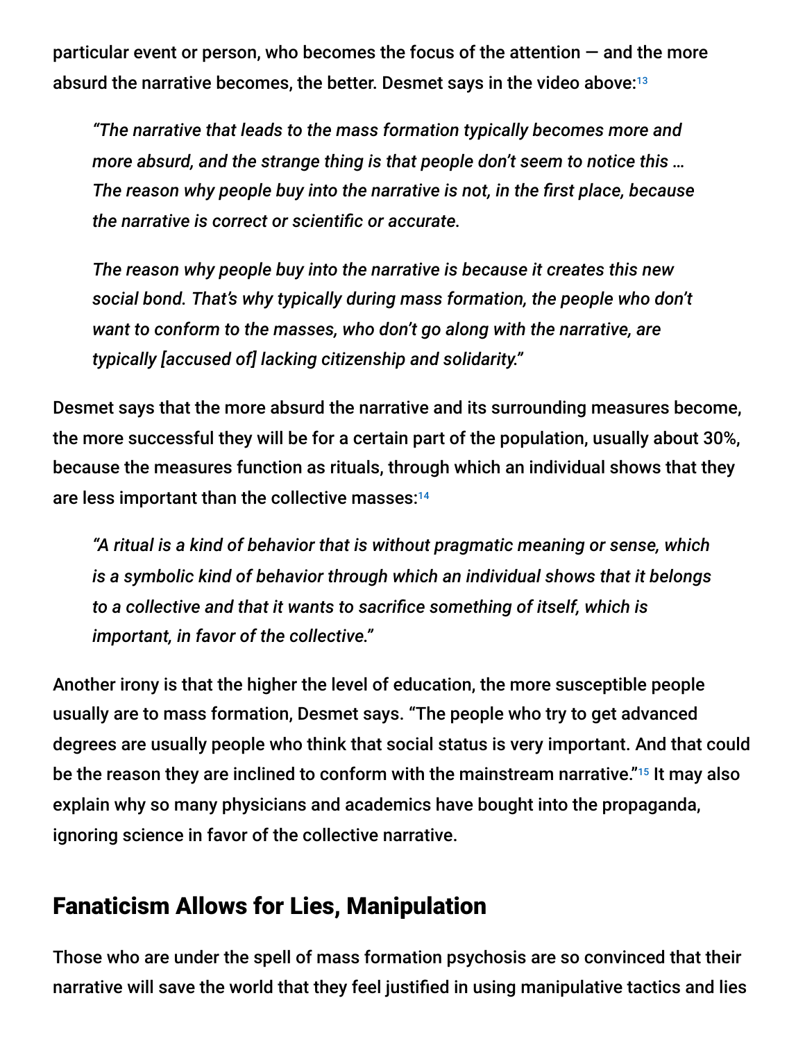particular event or person, who becomes the focus of the attention — and the more absurd the narrative becomes, the better. Desmet says in the video above:[13]

> *"The narrative that leads to the mass formation typically becomes more and more absurd, and the strange thing is that people don't seem to notice this … The reason why people buy into the narrative is not, in the first place, because the narrative is correct or scientific or accurate.*
>
> *The reason why people buy into the narrative is because it creates this new social bond. That's why typically during mass formation, the people who don't want to conform to the masses, who don't go along with the narrative, are typically [accused of] lacking citizenship and solidarity."*

Desmet says that the more absurd the narrative and its surrounding measures become, the more successful they will be for a certain part of the population, usually about 30%, because the measures function as rituals, through which an individual shows that they are less important than the collective masses:[14]

> *"A ritual is a kind of behavior that is without pragmatic meaning or sense, which is a symbolic kind of behavior through which an individual shows that it belongs to a collective and that it wants to sacrifice something of itself, which is important, in favor of the collective."*

Another irony is that the higher the level of education, the more susceptible people usually are to mass formation, Desmet says. "The people who try to get advanced degrees are usually people who think that social status is very important. And that could be the reason they are inclined to conform with the mainstream narrative."[15] It may also explain why so many physicians and academics have bought into the propaganda, ignoring science in favor of the collective narrative.

## Fanaticism Allows for Lies, Manipulation

Those who are under the spell of mass formation psychosis are so convinced that their narrative will save the world that they feel justified in using manipulative tactics and lies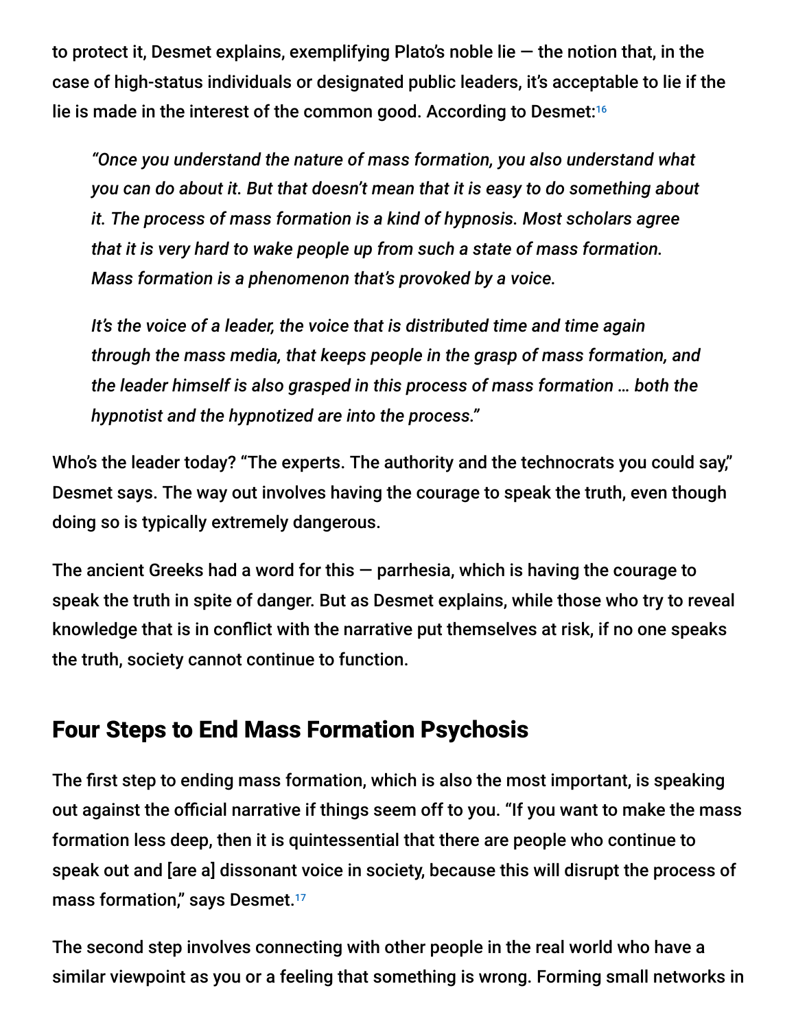to protect it, Desmet explains, exemplifying Plato's noble lie — the notion that, in the case of high-status individuals or designated public leaders, it's acceptable to lie if the lie is made in the interest of the common good. According to Desmet:[16]

> *"Once you understand the nature of mass formation, you also understand what you can do about it. But that doesn't mean that it is easy to do something about it. The process of mass formation is a kind of hypnosis. Most scholars agree that it is very hard to wake people up from such a state of mass formation. Mass formation is a phenomenon that's provoked by a voice.*
>
> *It's the voice of a leader, the voice that is distributed time and time again through the mass media, that keeps people in the grasp of mass formation, and the leader himself is also grasped in this process of mass formation … both the hypnotist and the hypnotized are into the process."*

Who's the leader today? "The experts. The authority and the technocrats you could say," Desmet says. The way out involves having the courage to speak the truth, even though doing so is typically extremely dangerous.

The ancient Greeks had a word for this — parrhesia, which is having the courage to speak the truth in spite of danger. But as Desmet explains, while those who try to reveal knowledge that is in conflict with the narrative put themselves at risk, if no one speaks the truth, society cannot continue to function.

## Four Steps to End Mass Formation Psychosis

The first step to ending mass formation, which is also the most important, is speaking out against the official narrative if things seem off to you. "If you want to make the mass formation less deep, then it is quintessential that there are people who continue to speak out and [are a] dissonant voice in society, because this will disrupt the process of mass formation," says Desmet.[17]

The second step involves connecting with other people in the real world who have a similar viewpoint as you or a feeling that something is wrong. Forming small networks in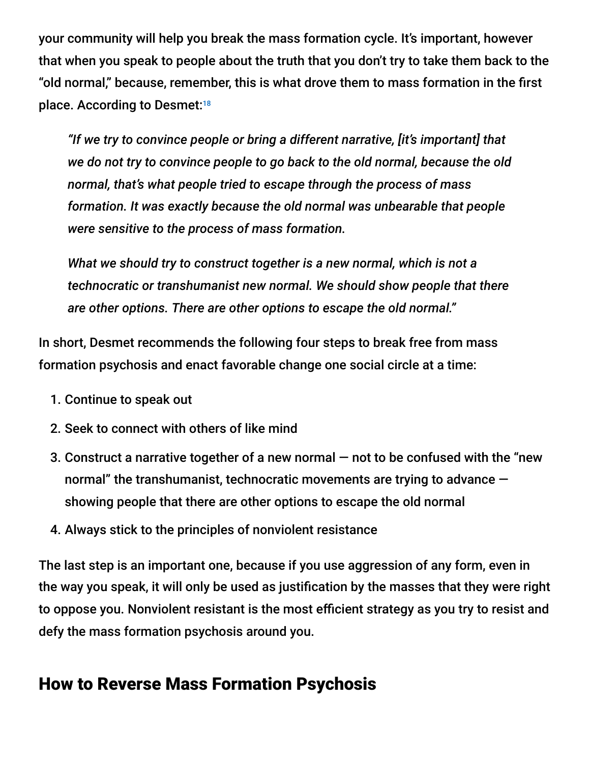your community will help you break the mass formation cycle. It's important, however that when you speak to people about the truth that you don't try to take them back to the "old normal," because, remember, this is what drove them to mass formation in the first place. According to Desmet:[18]

> *"If we try to convince people or bring a different narrative, [it's important] that we do not try to convince people to go back to the old normal, because the old normal, that's what people tried to escape through the process of mass formation. It was exactly because the old normal was unbearable that people were sensitive to the process of mass formation.*
>
> *What we should try to construct together is a new normal, which is not a technocratic or transhumanist new normal. We should show people that there are other options. There are other options to escape the old normal."*

In short, Desmet recommends the following four steps to break free from mass formation psychosis and enact favorable change one social circle at a time:

1. Continue to speak out
2. Seek to connect with others of like mind
3. Construct a narrative together of a new normal — not to be confused with the "new normal" the transhumanist, technocratic movements are trying to advance — showing people that there are other options to escape the old normal
4. Always stick to the principles of nonviolent resistance

The last step is an important one, because if you use aggression of any form, even in the way you speak, it will only be used as justification by the masses that they were right to oppose you. Nonviolent resistant is the most efficient strategy as you try to resist and defy the mass formation psychosis around you.

## How to Reverse Mass Formation Psychosis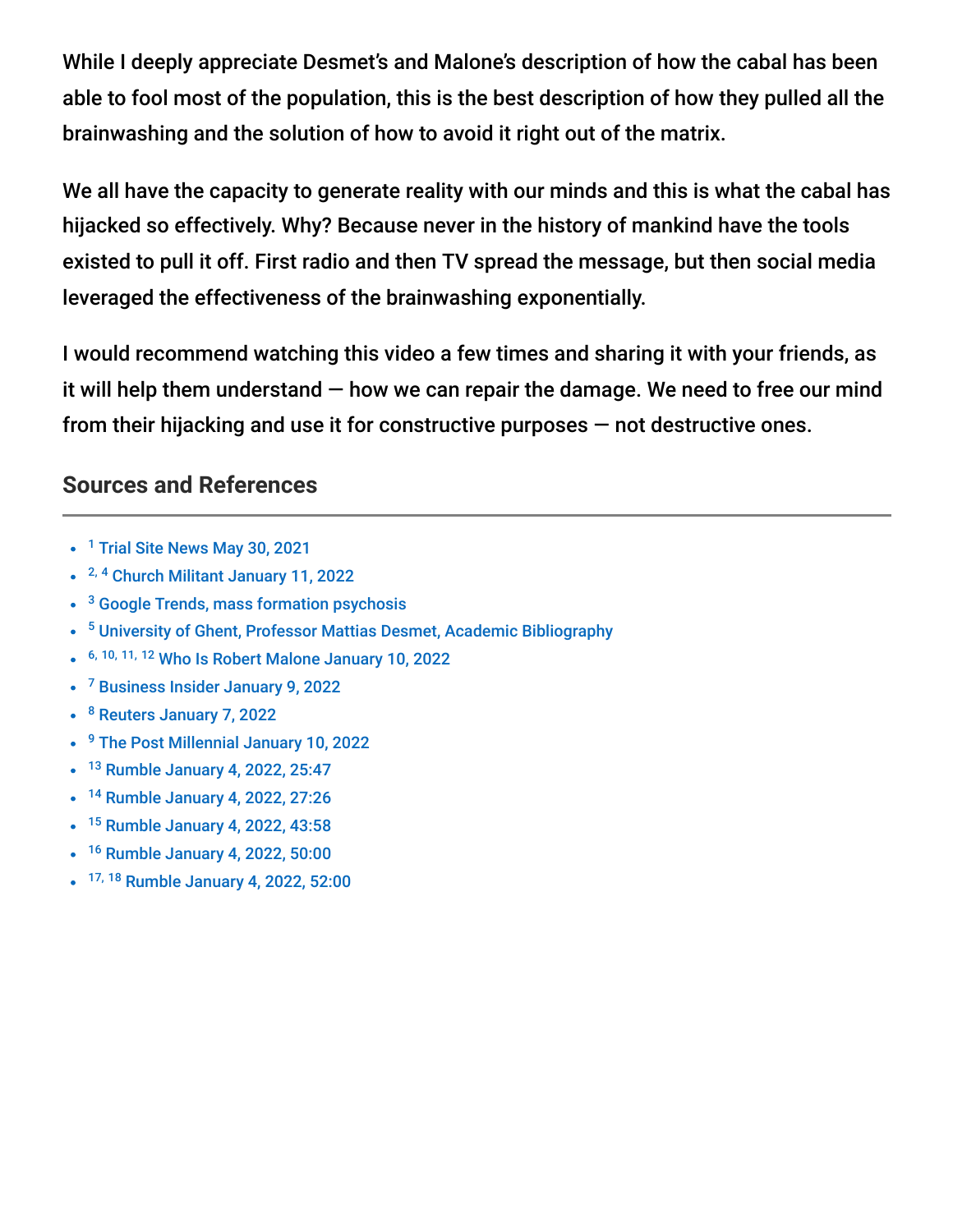While I deeply appreciate Desmet's and Malone's description of how the cabal has been able to fool most of the population, this is the best description of how they pulled all the brainwashing and the solution of how to avoid it right out of the matrix.

We all have the capacity to generate reality with our minds and this is what the cabal has hijacked so effectively. Why? Because never in the history of mankind have the tools existed to pull it off. First radio and then TV spread the message, but then social media leveraged the effectiveness of the brainwashing exponentially.

I would recommend watching this video a few times and sharing it with your friends, as it will help them understand — how we can repair the damage. We need to free our mind from their hijacking and use it for constructive purposes — not destructive ones.

## Sources and References

- [1] Trial Site News May 30, 2021
- [2, 4] Church Militant January 11, 2022
- [3] Google Trends, mass formation psychosis
- [5] University of Ghent, Professor Mattias Desmet, Academic Bibliography
- [6, 10, 11, 12] Who Is Robert Malone January 10, 2022
- [7] Business Insider January 9, 2022
- [8] Reuters January 7, 2022
- [9] The Post Millennial January 10, 2022
- [13] Rumble January 4, 2022, 25:47
- [14] Rumble January 4, 2022, 27:26
- [15] Rumble January 4, 2022, 43:58
- [16] Rumble January 4, 2022, 50:00
- [17, 18] Rumble January 4, 2022, 52:00